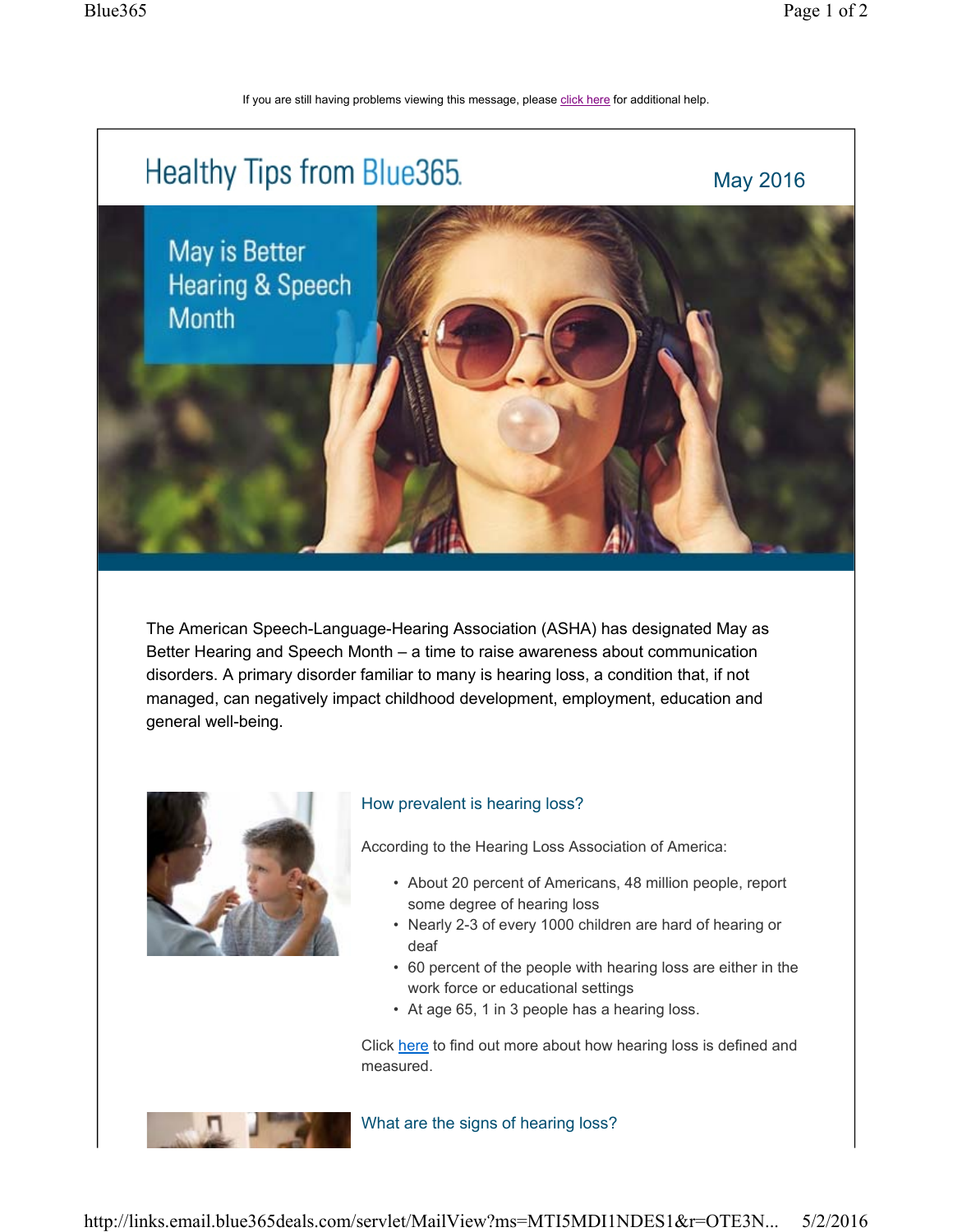If you are still having problems viewing this message, please click here for additional help.

# Healthy Tips from Blue365

May 2016

## May is Better Hearing & Speech Month

The American Speech-Language-Hearing Association (ASHA) has designated May as Better Hearing and Speech Month – a time to raise awareness about communication disorders. A primary disorder familiar to many is hearing loss, a condition that, if not managed, can negatively impact childhood development, employment, education and general well-being.

### How prevalent is hearing loss?

According to the Hearing Loss Association of America:

- About 20 percent of Americans, 48 million people, report some degree of hearing loss
- Nearly 2-3 of every 1000 children are hard of hearing or deaf
- 60 percent of the people with hearing loss are either in the work force or educational settings
- At age 65, 1 in 3 people has a hearing loss.

Click here to find out more about how hearing loss is defined and measured.

### What are the signs of hearing loss?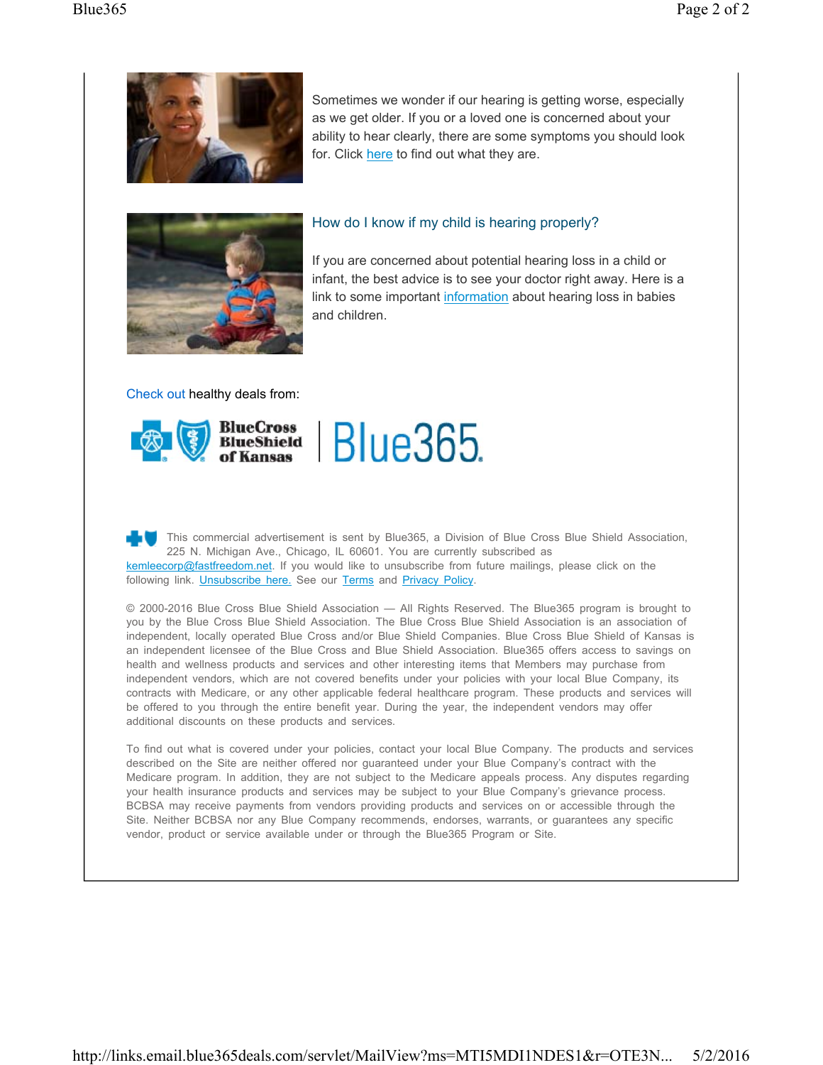Sometimes we wonder if our hearing is getting worse, especially as we get older. If you or a loved one is concerned about your ability to hear clearly, there are some symptoms you should look for. Click here to find out what they are.

### How do I know if my child is hearing properly?

If you are concerned about potential hearing loss in a child or infant, the best advice is to see your doctor right away. Here is a link to some important information about hearing loss in babies and children.

Check out healthy deals from:

BlueCross BlueShield of Kansas | Blue365.

This commercial advertisement is sent by Blue365, a Division of Blue Cross Blue Shield Association, 225 N. Michigan Ave., Chicago, IL 60601. You are currently subscribed as kemleecorp@fastfreedom.net. If you would like to unsubscribe from future mailings, please click on the following link. Unsubscribe here. See our Terms and Privacy Policy.

© 2000-2016 Blue Cross Blue Shield Association — All Rights Reserved. The Blue365 program is brought to you by the Blue Cross Blue Shield Association. The Blue Cross Blue Shield Association is an association of independent, locally operated Blue Cross and/or Blue Shield Companies. Blue Cross Blue Shield of Kansas is an independent licensee of the Blue Cross and Blue Shield Association. Blue365 offers access to savings on health and wellness products and services and other interesting items that Members may purchase from independent vendors, which are not covered benefits under your policies with your local Blue Company, its contracts with Medicare, or any other applicable federal healthcare program. These products and services will be offered to you through the entire benefit year. During the year, the independent vendors may offer additional discounts on these products and services.

To find out what is covered under your policies, contact your local Blue Company. The products and services described on the Site are neither offered nor guaranteed under your Blue Company's contract with the Medicare program. In addition, they are not subject to the Medicare appeals process. Any disputes regarding your health insurance products and services may be subject to your Blue Company's grievance process. BCBSA may receive payments from vendors providing products and services on or accessible through the Site. Neither BCBSA nor any Blue Company recommends, endorses, warrants, or guarantees any specific vendor, product or service available under or through the Blue365 Program or Site.